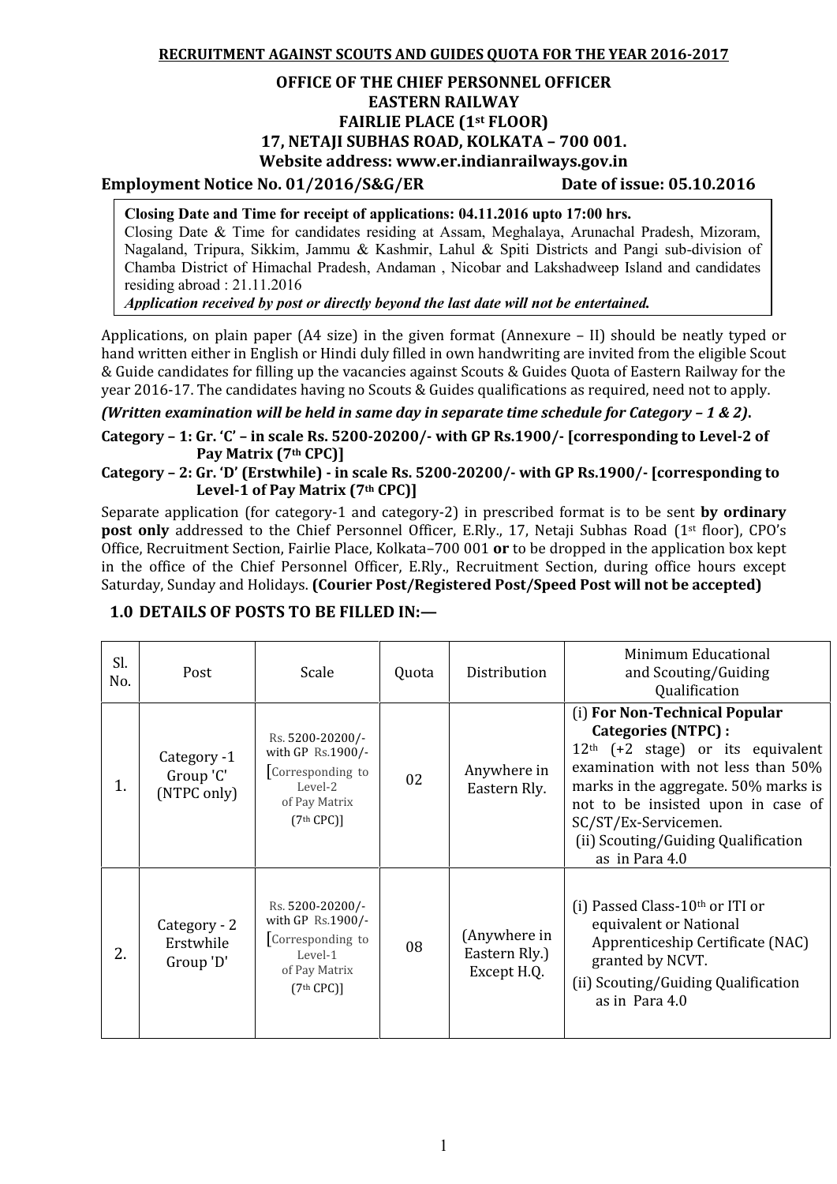**RECRUITMENT AGAINST SCOUTS AND GUIDES QUOTA FOR THE YEAR 2016-2017**

**OFFICE OF THE CHIEF PERSONNEL OFFICER**
**EASTERN RAILWAY**
**FAIRLIE PLACE (1st FLOOR)**
**17, NETAJI SUBHAS ROAD, KOLKATA – 700 001.**
**Website address: www.er.indianrailways.gov.in**

**Employment Notice No. 01/2016/S&G/ER** **Date of issue: 05.10.2016**

**Closing Date and Time for receipt of applications: 04.11.2016 upto 17:00 hrs.**
Closing Date & Time for candidates residing at Assam, Meghalaya, Arunachal Pradesh, Mizoram, Nagaland, Tripura, Sikkim, Jammu & Kashmir, Lahul & Spiti Districts and Pangi sub-division of Chamba District of Himachal Pradesh, Andaman , Nicobar and Lakshadweep Island and candidates residing abroad : 21.11.2016
***Application received by post or directly beyond the last date will not be entertained.***

Applications, on plain paper (A4 size) in the given format (Annexure – II) should be neatly typed or hand written either in English or Hindi duly filled in own handwriting are invited from the eligible Scout & Guide candidates for filling up the vacancies against Scouts & Guides Quota of Eastern Railway for the year 2016-17. The candidates having no Scouts & Guides qualifications as required, need not to apply.

***(Written examination will be held in same day in separate time schedule for Category – 1 & 2).***

**Category – 1: Gr. 'C' – in scale Rs. 5200-20200/- with GP Rs.1900/- [corresponding to Level-2 of Pay Matrix (7th CPC)]**

**Category – 2: Gr. 'D' (Erstwhile) - in scale Rs. 5200-20200/- with GP Rs.1900/- [corresponding to Level-1 of Pay Matrix (7th CPC)]**

Separate application (for category-1 and category-2) in prescribed format is to be sent **by ordinary post only** addressed to the Chief Personnel Officer, E.Rly., 17, Netaji Subhas Road (1st floor), CPO's Office, Recruitment Section, Fairlie Place, Kolkata–700 001 **or** to be dropped in the application box kept in the office of the Chief Personnel Officer, E.Rly., Recruitment Section, during office hours except Saturday, Sunday and Holidays. **(Courier Post/Registered Post/Speed Post will not be accepted)**

## 1.0 DETAILS OF POSTS TO BE FILLED IN:—

| Sl. No. | Post | Scale | Quota | Distribution | Minimum Educational and Scouting/Guiding Qualification |
|---|---|---|---|---|---|
| 1. | Category -1 Group 'C' (NTPC only) | Rs. 5200-20200/- with GP Rs.1900/- [Corresponding to Level-2 of Pay Matrix (7th CPC)] | 02 | Anywhere in Eastern Rly. | (i) **For Non-Technical Popular Categories (NTPC) :** 12th (+2 stage) or its equivalent examination with not less than 50% marks in the aggregate. 50% marks is not to be insisted upon in case of SC/ST/Ex-Servicemen. (ii) Scouting/Guiding Qualification as in Para 4.0 |
| 2. | Category - 2 Erstwhile Group 'D' | Rs. 5200-20200/- with GP Rs.1900/- [Corresponding to Level-1 of Pay Matrix (7th CPC)] | 08 | (Anywhere in Eastern Rly.) Except H.Q. | (i) Passed Class-10th or ITI or equivalent or National Apprenticeship Certificate (NAC) granted by NCVT. (ii) Scouting/Guiding Qualification as in Para 4.0 |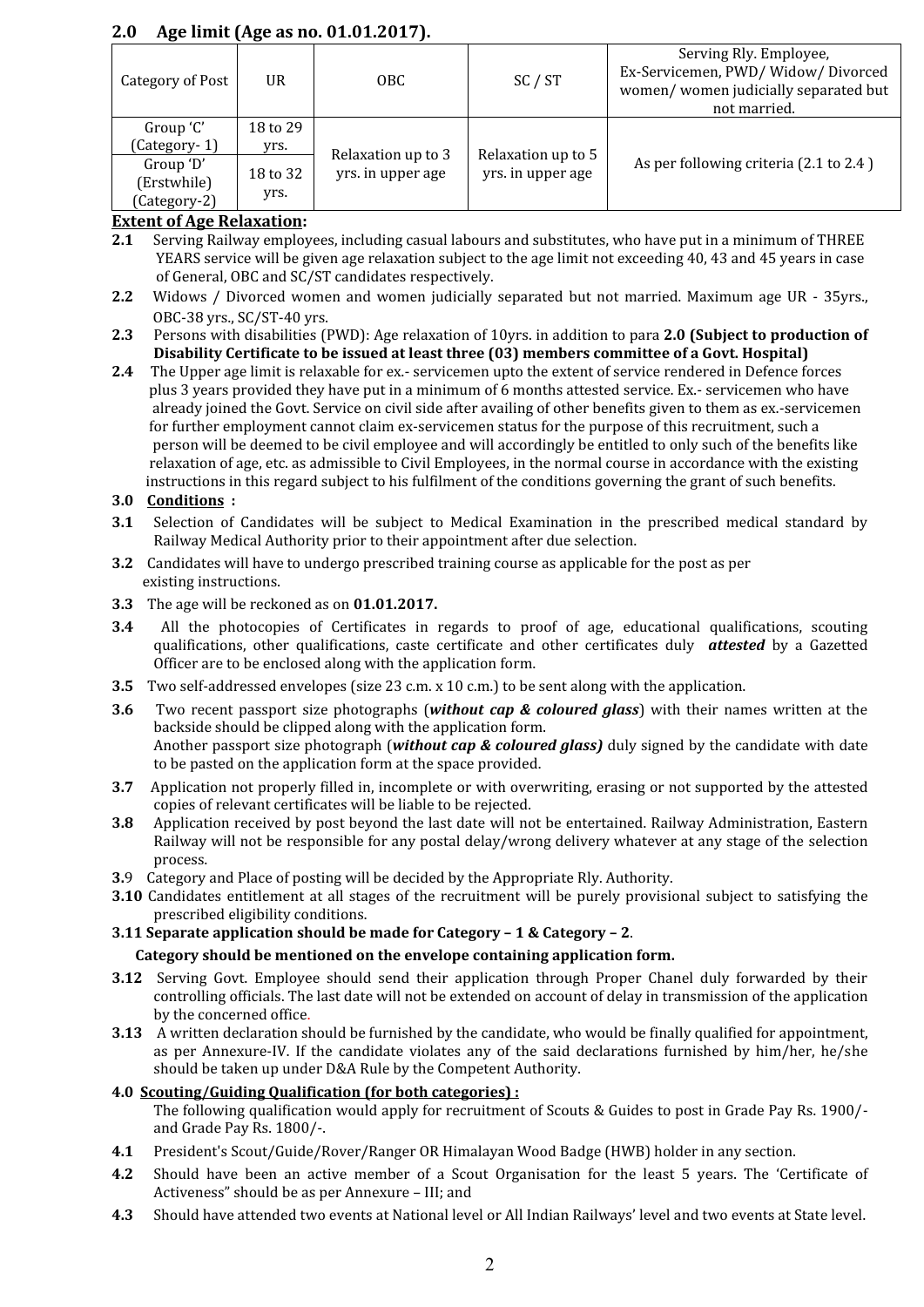## 2.0 Age limit (Age as no. 01.01.2017).

| Category of Post | UR | OBC | SC / ST | Serving Rly. Employee, Ex-Servicemen, PWD/ Widow/ Divorced women/ women judicially separated but not married. |
|---|---|---|---|---|
| Group 'C' (Category- 1) | 18 to 29 yrs. | Relaxation up to 3 yrs. in upper age | Relaxation up to 5 yrs. in upper age | As per following criteria (2.1 to 2.4 ) |
| Group 'D' (Erstwhile) (Category-2) | 18 to 32 yrs. | | | |

**Extent of Age Relaxation:**

**2.1** Serving Railway employees, including casual labours and substitutes, who have put in a minimum of THREE YEARS service will be given age relaxation subject to the age limit not exceeding 40, 43 and 45 years in case of General, OBC and SC/ST candidates respectively.

**2.2** Widows / Divorced women and women judicially separated but not married. Maximum age UR - 35yrs., OBC-38 yrs., SC/ST-40 yrs.

**2.3** Persons with disabilities (PWD): Age relaxation of 10yrs. in addition to para **2.0 (Subject to production of Disability Certificate to be issued at least three (03) members committee of a Govt. Hospital)**

**2.4** The Upper age limit is relaxable for ex.- servicemen upto the extent of service rendered in Defence forces plus 3 years provided they have put in a minimum of 6 months attested service. Ex.- servicemen who have already joined the Govt. Service on civil side after availing of other benefits given to them as ex.-servicemen for further employment cannot claim ex-servicemen status for the purpose of this recruitment, such a person will be deemed to be civil employee and will accordingly be entitled to only such of the benefits like relaxation of age, etc. as admissible to Civil Employees, in the normal course in accordance with the existing instructions in this regard subject to his fulfilment of the conditions governing the grant of such benefits.

**3.0 Conditions :**

**3.1** Selection of Candidates will be subject to Medical Examination in the prescribed medical standard by Railway Medical Authority prior to their appointment after due selection.

**3.2** Candidates will have to undergo prescribed training course as applicable for the post as per existing instructions.

**3.3** The age will be reckoned as on **01.01.2017.**

**3.4** All the photocopies of Certificates in regards to proof of age, educational qualifications, scouting qualifications, other qualifications, caste certificate and other certificates duly ***attested*** by a Gazetted Officer are to be enclosed along with the application form.

**3.5** Two self-addressed envelopes (size 23 c.m. x 10 c.m.) to be sent along with the application.

**3.6** Two recent passport size photographs (***without cap & coloured glass***) with their names written at the backside should be clipped along with the application form.
Another passport size photograph (***without cap & coloured glass)*** duly signed by the candidate with date to be pasted on the application form at the space provided.

**3.7** Application not properly filled in, incomplete or with overwriting, erasing or not supported by the attested copies of relevant certificates will be liable to be rejected.

**3.8** Application received by post beyond the last date will not be entertained. Railway Administration, Eastern Railway will not be responsible for any postal delay/wrong delivery whatever at any stage of the selection process.

**3.**9 Category and Place of posting will be decided by the Appropriate Rly. Authority.

**3.10** Candidates entitlement at all stages of the recruitment will be purely provisional subject to satisfying the prescribed eligibility conditions.

**3.11 Separate application should be made for Category – 1 & Category – 2**.
**Category should be mentioned on the envelope containing application form.**

**3.12** Serving Govt. Employee should send their application through Proper Chanel duly forwarded by their controlling officials. The last date will not be extended on account of delay in transmission of the application by the concerned office.

**3.13** A written declaration should be furnished by the candidate, who would be finally qualified for appointment, as per Annexure-IV. If the candidate violates any of the said declarations furnished by him/her, he/she should be taken up under D&A Rule by the Competent Authority.

**4.0 Scouting/Guiding Qualification (for both categories) :**
The following qualification would apply for recruitment of Scouts & Guides to post in Grade Pay Rs. 1900/- and Grade Pay Rs. 1800/-.

**4.1** President's Scout/Guide/Rover/Ranger OR Himalayan Wood Badge (HWB) holder in any section.

**4.2** Should have been an active member of a Scout Organisation for the least 5 years. The 'Certificate of Activeness" should be as per Annexure – III; and

**4.3** Should have attended two events at National level or All Indian Railways' level and two events at State level.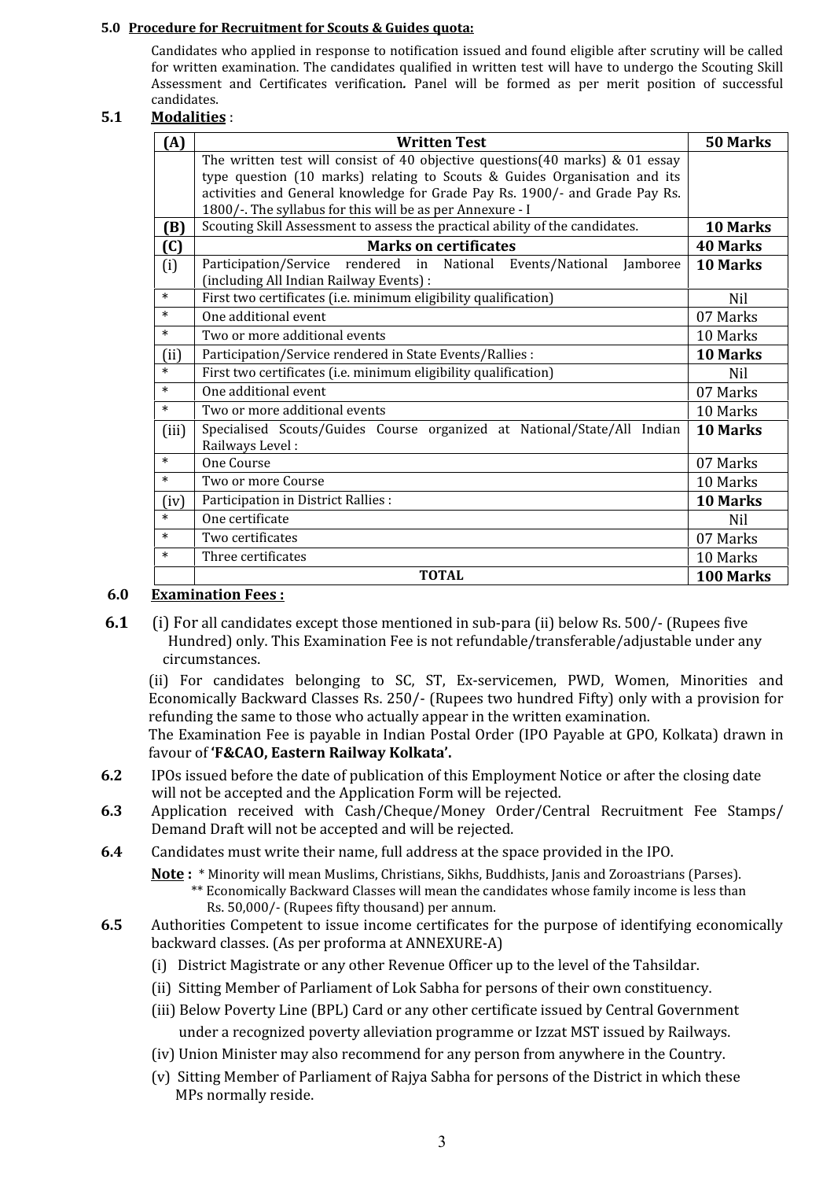**5.0 Procedure for Recruitment for Scouts & Guides quota:**

Candidates who applied in response to notification issued and found eligible after scrutiny will be called for written examination. The candidates qualified in written test will have to undergo the Scouting Skill Assessment and Certificates verification**.** Panel will be formed as per merit position of successful candidates.

**5.1 Modalities** :

| **(A)** | **Written Test** | **50 Marks** |
|---|---|---|
| | The written test will consist of 40 objective questions(40 marks) & 01 essay type question (10 marks) relating to Scouts & Guides Organisation and its activities and General knowledge for Grade Pay Rs. 1900/- and Grade Pay Rs. 1800/-. The syllabus for this will be as per Annexure - I | |
| **(B)** | Scouting Skill Assessment to assess the practical ability of the candidates. | **10 Marks** |
| **(C)** | **Marks on certificates** | **40 Marks** |
| (i) | Participation/Service rendered in National Events/National Jamboree (including All Indian Railway Events) : | **10 Marks** |
| * | First two certificates (i.e. minimum eligibility qualification) | Nil |
| * | One additional event | 07 Marks |
| * | Two or more additional events | 10 Marks |
| (ii) | Participation/Service rendered in State Events/Rallies : | **10 Marks** |
| * | First two certificates (i.e. minimum eligibility qualification) | Nil |
| * | One additional event | 07 Marks |
| * | Two or more additional events | 10 Marks |
| (iii) | Specialised Scouts/Guides Course organized at National/State/All Indian Railways Level : | **10 Marks** |
| * | One Course | 07 Marks |
| * | Two or more Course | 10 Marks |
| (iv) | Participation in District Rallies : | **10 Marks** |
| * | One certificate | Nil |
| * | Two certificates | 07 Marks |
| * | Three certificates | 10 Marks |
| | **TOTAL** | **100 Marks** |

**6.0 Examination Fees :**

**6.1** (i) For all candidates except those mentioned in sub-para (ii) below Rs. 500/- (Rupees five Hundred) only. This Examination Fee is not refundable/transferable/adjustable under any circumstances.

(ii) For candidates belonging to SC, ST, Ex-servicemen, PWD, Women, Minorities and Economically Backward Classes Rs. 250/- (Rupees two hundred Fifty) only with a provision for refunding the same to those who actually appear in the written examination.

The Examination Fee is payable in Indian Postal Order (IPO Payable at GPO, Kolkata) drawn in favour of **'F&CAO, Eastern Railway Kolkata'.**

**6.2** IPOs issued before the date of publication of this Employment Notice or after the closing date will not be accepted and the Application Form will be rejected.

**6.3** Application received with Cash/Cheque/Money Order/Central Recruitment Fee Stamps/ Demand Draft will not be accepted and will be rejected.

**6.4** Candidates must write their name, full address at the space provided in the IPO.

**Note :** * Minority will mean Muslims, Christians, Sikhs, Buddhists, Janis and Zoroastrians (Parses).
** Economically Backward Classes will mean the candidates whose family income is less than Rs. 50,000/- (Rupees fifty thousand) per annum.

**6.5** Authorities Competent to issue income certificates for the purpose of identifying economically backward classes. (As per proforma at ANNEXURE-A)

(i) District Magistrate or any other Revenue Officer up to the level of the Tahsildar.

(ii) Sitting Member of Parliament of Lok Sabha for persons of their own constituency.

(iii) Below Poverty Line (BPL) Card or any other certificate issued by Central Government under a recognized poverty alleviation programme or Izzat MST issued by Railways.

(iv) Union Minister may also recommend for any person from anywhere in the Country.

(v) Sitting Member of Parliament of Rajya Sabha for persons of the District in which these MPs normally reside.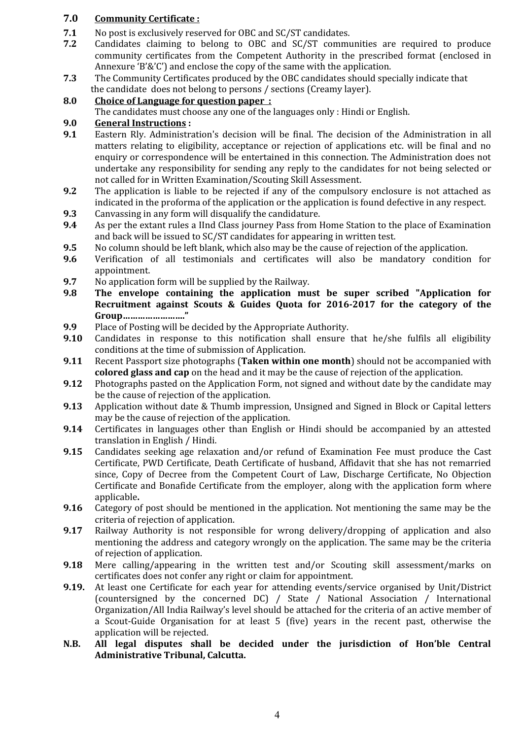## 7.0 Community Certificate :

**7.1** No post is exclusively reserved for OBC and SC/ST candidates.

**7.2** Candidates claiming to belong to OBC and SC/ST communities are required to produce community certificates from the Competent Authority in the prescribed format (enclosed in Annexure 'B'&'C') and enclose the copy of the same with the application.

**7.3** The Community Certificates produced by the OBC candidates should specially indicate that the candidate does not belong to persons / sections (Creamy layer).

## 8.0 Choice of Language for question paper :

The candidates must choose any one of the languages only : Hindi or English.

## 9.0 General Instructions :

**9.1** Eastern Rly. Administration's decision will be final. The decision of the Administration in all matters relating to eligibility, acceptance or rejection of applications etc. will be final and no enquiry or correspondence will be entertained in this connection. The Administration does not undertake any responsibility for sending any reply to the candidates for not being selected or not called for in Written Examination/Scouting Skill Assessment.

**9.2** The application is liable to be rejected if any of the compulsory enclosure is not attached as indicated in the proforma of the application or the application is found defective in any respect.

**9.3** Canvassing in any form will disqualify the candidature.

**9.4** As per the extant rules a IInd Class journey Pass from Home Station to the place of Examination and back will be issued to SC/ST candidates for appearing in written test.

**9.5** No column should be left blank, which also may be the cause of rejection of the application.

**9.6** Verification of all testimonials and certificates will also be mandatory condition for appointment.

**9.7** No application form will be supplied by the Railway.

**9.8** **The envelope containing the application must be super scribed "Application for Recruitment against Scouts & Guides Quota for 2016-2017 for the category of the Group……………………"**

**9.9** Place of Posting will be decided by the Appropriate Authority.

**9.10** Candidates in response to this notification shall ensure that he/she fulfils all eligibility conditions at the time of submission of Application.

**9.11** Recent Passport size photographs (**Taken within one month**) should not be accompanied with **colored glass and cap** on the head and it may be the cause of rejection of the application.

**9.12** Photographs pasted on the Application Form, not signed and without date by the candidate may be the cause of rejection of the application.

**9.13** Application without date & Thumb impression, Unsigned and Signed in Block or Capital letters may be the cause of rejection of the application.

**9.14** Certificates in languages other than English or Hindi should be accompanied by an attested translation in English / Hindi.

**9.15** Candidates seeking age relaxation and/or refund of Examination Fee must produce the Cast Certificate, PWD Certificate, Death Certificate of husband, Affidavit that she has not remarried since, Copy of Decree from the Competent Court of Law, Discharge Certificate, No Objection Certificate and Bonafide Certificate from the employer, along with the application form where applicable**.**

**9.16** Category of post should be mentioned in the application. Not mentioning the same may be the criteria of rejection of application.

**9.17** Railway Authority is not responsible for wrong delivery/dropping of application and also mentioning the address and category wrongly on the application. The same may be the criteria of rejection of application.

**9.18** Mere calling/appearing in the written test and/or Scouting skill assessment/marks on certificates does not confer any right or claim for appointment.

**9.19.** At least one Certificate for each year for attending events/service organised by Unit/District (countersigned by the concerned DC) / State / National Association / International Organization/All India Railway's level should be attached for the criteria of an active member of a Scout-Guide Organisation for at least 5 (five) years in the recent past, otherwise the application will be rejected.

**N.B. All legal disputes shall be decided under the jurisdiction of Hon'ble Central Administrative Tribunal, Calcutta.**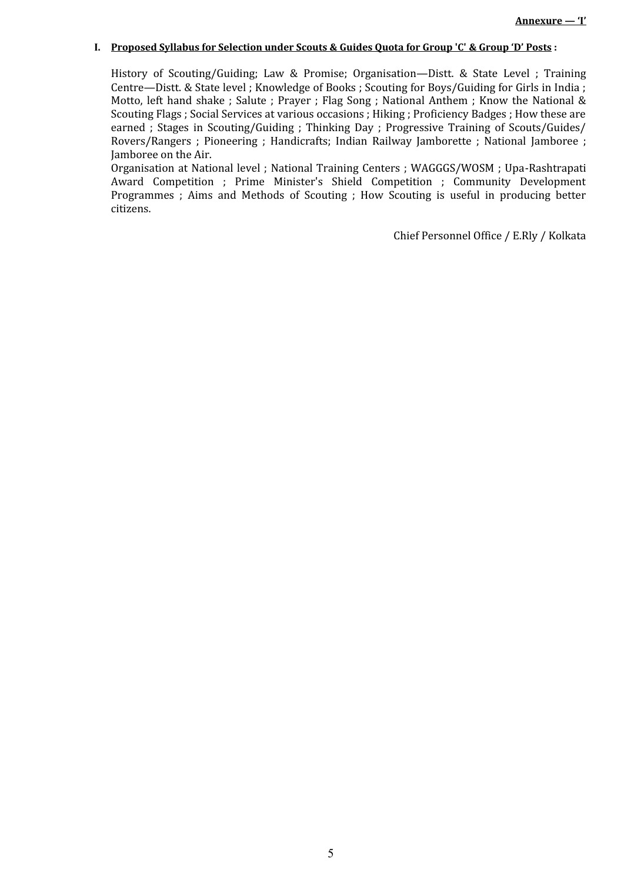**Annexure — 'I'**

**I. <u>Proposed Syllabus for Selection under Scouts & Guides Quota for Group 'C' & Group 'D' Posts</u> :**

History of Scouting/Guiding; Law & Promise; Organisation—Distt. & State Level ; Training Centre—Distt. & State level ; Knowledge of Books ; Scouting for Boys/Guiding for Girls in India ; Motto, left hand shake ; Salute ; Prayer ; Flag Song ; National Anthem ; Know the National & Scouting Flags ; Social Services at various occasions ; Hiking ; Proficiency Badges ; How these are earned ; Stages in Scouting/Guiding ; Thinking Day ; Progressive Training of Scouts/Guides/ Rovers/Rangers ; Pioneering ; Handicrafts; Indian Railway Jamborette ; National Jamboree ; Jamboree on the Air.

Organisation at National level ; National Training Centers ; WAGGGS/WOSM ; Upa-Rashtrapati Award Competition ; Prime Minister's Shield Competition ; Community Development Programmes ; Aims and Methods of Scouting ; How Scouting is useful in producing better citizens.

Chief Personnel Office / E.Rly / Kolkata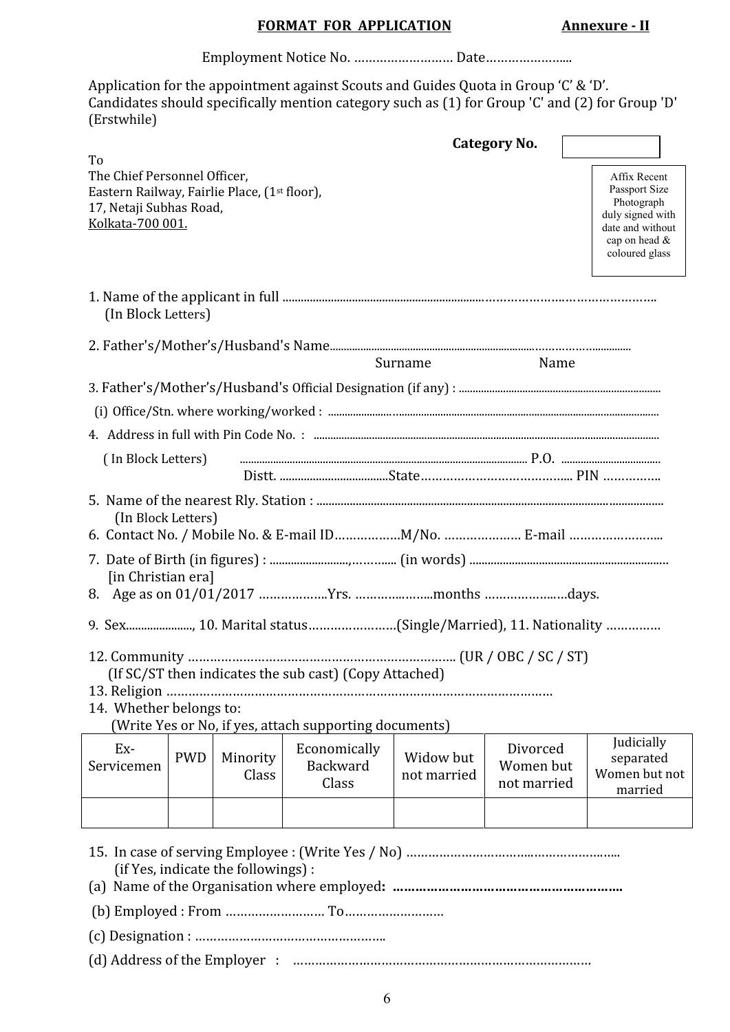**FORMAT FOR APPLICATION** **Annexure - II**

Employment Notice No. ……………………… Date…………………...

Application for the appointment against Scouts and Guides Quota in Group 'C' & 'D'. Candidates should specifically mention category such as (1) for Group 'C' and (2) for Group 'D' (Erstwhile)

**Category No.** [ ]

To
The Chief Personnel Officer,
Eastern Railway, Fairlie Place, (1st floor),
17, Netaji Subhas Road,
Kolkata-700 001.

Affix Recent Passport Size Photograph duly signed with date and without cap on head & coloured glass

1. Name of the applicant in full ………………………………………………………………………
   (In Block Letters)

2. Father's/Mother's/Husband's Name………………………………………………………………
   Surname Name

3. Father's/Mother's/Husband's Official Designation (if any) : ………………………………………
   (i) Office/Stn. where working/worked : ……………………………………………………………

4. Address in full with Pin Code No. : ……………………………………………………………
   ( In Block Letters) ……………………………………………… P.O. ………………
   Distt. ……………………State………………………………... PIN ……………

5. Name of the nearest Rly. Station : ………………………………………………………………
   (In Block Letters)

6. Contact No. / Mobile No. & E-mail ID………………M/No. ………………… E-mail ……………………..

7. Date of Birth (in figures) : ……………………,………... (in words) ………………………………
   [in Christian era]

8. Age as on 01/01/2017 ………………Yrs. ……………….months …………….…days.

9. Sex………………, 10. Marital status……………………(Single/Married), 11. Nationality …………..

12. Community ……………………………………………………………… (UR / OBC / SC / ST)
    (If SC/ST then indicates the sub cast) (Copy Attached)

13. Religion ……………………………………………………………………………………………

14. Whether belongs to:
    (Write Yes or No, if yes, attach supporting documents)

| Ex-Servicemen | PWD | Minority Class | Economically Backward Class | Widow but not married | Divorced Women but not married | Judicially separated Women but not married |
|---|---|---|---|---|---|---|
| | | | | | | |

15. In case of serving Employee : (Write Yes / No) ……………………………………………………..
    (if Yes, indicate the followings) :

(a) Name of the Organisation where employed**: ……………………………………………………**

(b) Employed : From ……………………… To………………………

(c) Designation : ……………………………………………..

(d) Address of the Employer : ………………………………………………………………………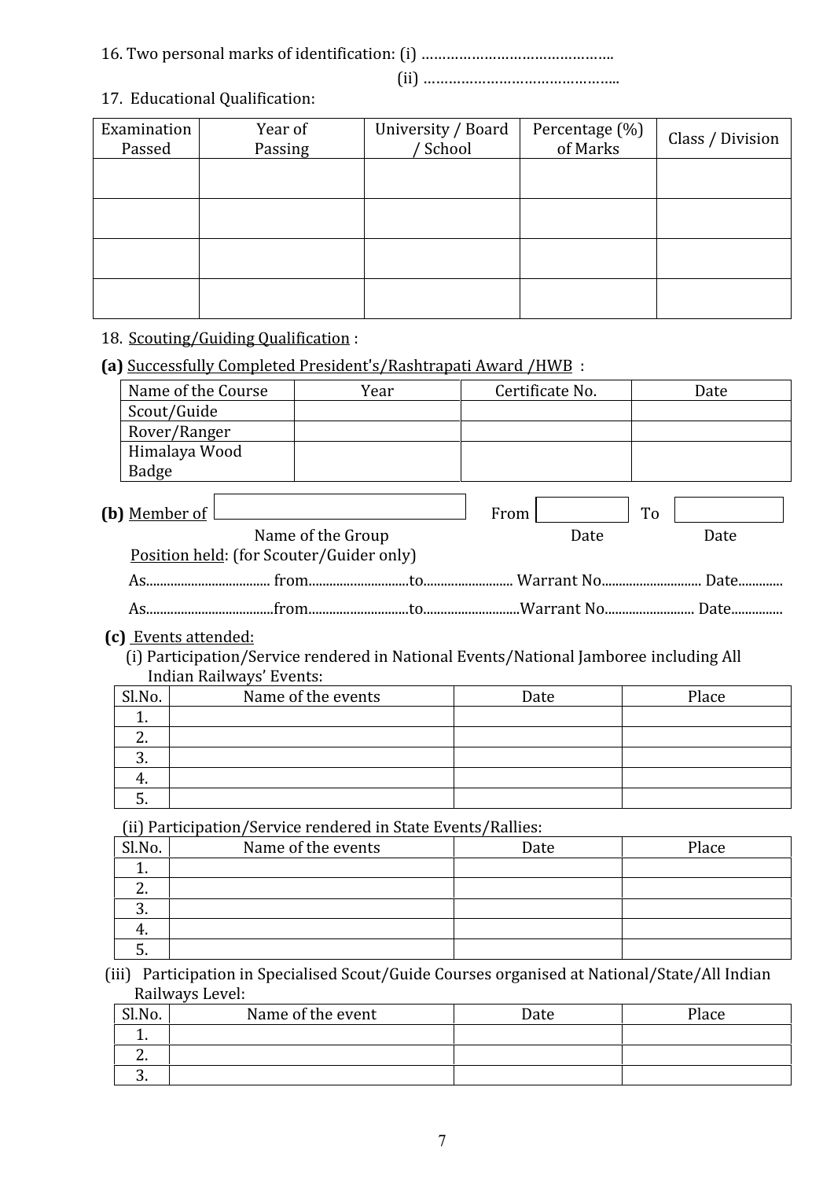16. Two personal marks of identification: (i) ………………………………………..

(ii) ………………………………………..

17. Educational Qualification:

| Examination Passed | Year of Passing | University / Board / School | Percentage (%) of Marks | Class / Division |
|---|---|---|---|---|
| | | | | |
| | | | | |
| | | | | |
| | | | | |

18. <u>Scouting/Guiding Qualification</u> :

**(a)** <u>Successfully Completed President's/Rashtrapati Award /HWB</u> :

| Name of the Course | Year | Certificate No. | Date |
|---|---|---|---|
| Scout/Guide | | | |
| Rover/Ranger | | | |
| Himalaya Wood Badge | | | |

**(b)** <u>Member of</u> [            ] From [        ] To [        ]

Name of the Group          Date          Date

<u>Position held</u>: (for Scouter/Guider only)

As.................................... from.............................to.......................... Warrant No............................. Date.............

As.....................................from.............................to............................Warrant No.......................... Date...............

**(c)** <u>Events attended:</u>

(i) Participation/Service rendered in National Events/National Jamboree including All Indian Railways' Events:

| Sl.No. | Name of the events | Date | Place |
|---|---|---|---|
| 1. | | | |
| 2. | | | |
| 3. | | | |
| 4. | | | |
| 5. | | | |

(ii) Participation/Service rendered in State Events/Rallies:

| Sl.No. | Name of the events | Date | Place |
|---|---|---|---|
| 1. | | | |
| 2. | | | |
| 3. | | | |
| 4. | | | |
| 5. | | | |

(iii) Participation in Specialised Scout/Guide Courses organised at National/State/All Indian Railways Level:

| Sl.No. | Name of the event | Date | Place |
|---|---|---|---|
| 1. | | | |
| 2. | | | |
| 3. | | | |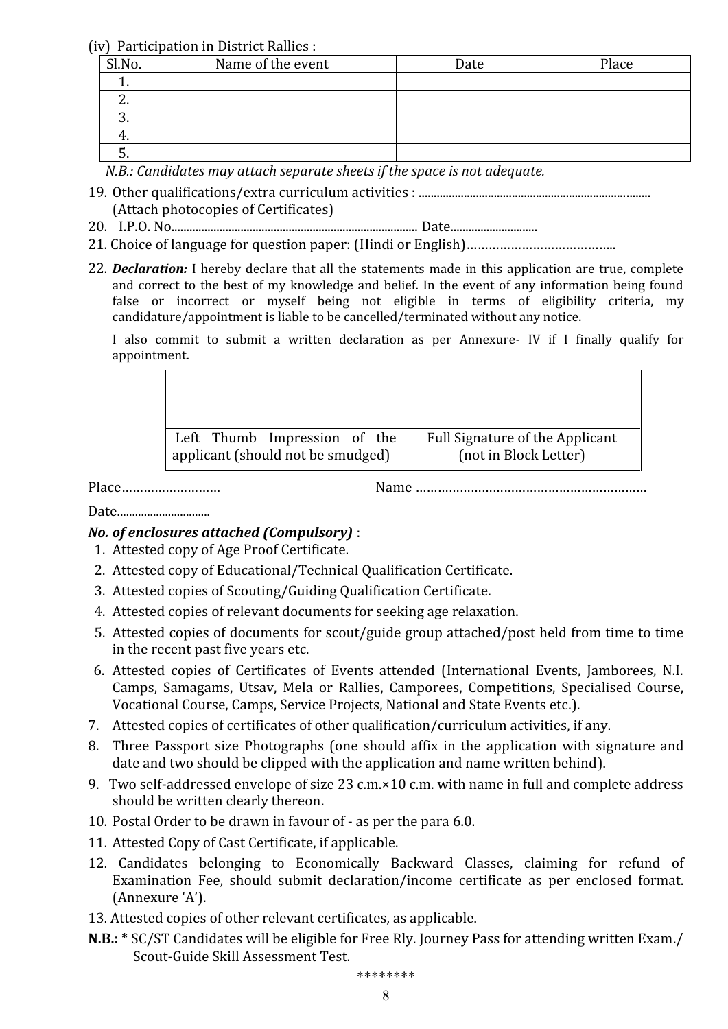(iv) Participation in District Rallies :

| Sl.No. | Name of the event | Date | Place |
|---|---|---|---|
| 1. | | | |
| 2. | | | |
| 3. | | | |
| 4. | | | |
| 5. | | | |

*N.B.: Candidates may attach separate sheets if the space is not adequate.*

19. Other qualifications/extra curriculum activities : ............................................................................
    (Attach photocopies of Certificates)
20. I.P.O. No................................................................................. Date.............................
21. Choice of language for question paper: (Hindi or English)…………………………………..
22. ***Declaration:*** I hereby declare that all the statements made in this application are true, complete and correct to the best of my knowledge and belief. In the event of any information being found false or incorrect or myself being not eligible in terms of eligibility criteria, my candidature/appointment is liable to be cancelled/terminated without any notice.

    I also commit to submit a written declaration as per Annexure- IV if I finally qualify for appointment.

| | |
|---|---|
| Left Thumb Impression of the applicant (should not be smudged) | Full Signature of the Applicant (not in Block Letter) |

Place……………………… Name ………………………………………………………

Date...............................

***<u>No. of enclosures attached (Compulsory)</u>*** :

1. Attested copy of Age Proof Certificate.
2. Attested copy of Educational/Technical Qualification Certificate.
3. Attested copies of Scouting/Guiding Qualification Certificate.
4. Attested copies of relevant documents for seeking age relaxation.
5. Attested copies of documents for scout/guide group attached/post held from time to time in the recent past five years etc.
6. Attested copies of Certificates of Events attended (International Events, Jamborees, N.I. Camps, Samagams, Utsav, Mela or Rallies, Camporees, Competitions, Specialised Course, Vocational Course, Camps, Service Projects, National and State Events etc.).
7. Attested copies of certificates of other qualification/curriculum activities, if any.
8. Three Passport size Photographs (one should affix in the application with signature and date and two should be clipped with the application and name written behind).
9. Two self-addressed envelope of size 23 c.m.×10 c.m. with name in full and complete address should be written clearly thereon.
10. Postal Order to be drawn in favour of - as per the para 6.0.
11. Attested Copy of Cast Certificate, if applicable.
12. Candidates belonging to Economically Backward Classes, claiming for refund of Examination Fee, should submit declaration/income certificate as per enclosed format. (Annexure 'A').
13. Attested copies of other relevant certificates, as applicable.

**N.B.:** * SC/ST Candidates will be eligible for Free Rly. Journey Pass for attending written Exam./ Scout-Guide Skill Assessment Test.

\*\*\*\*\*\*\*\*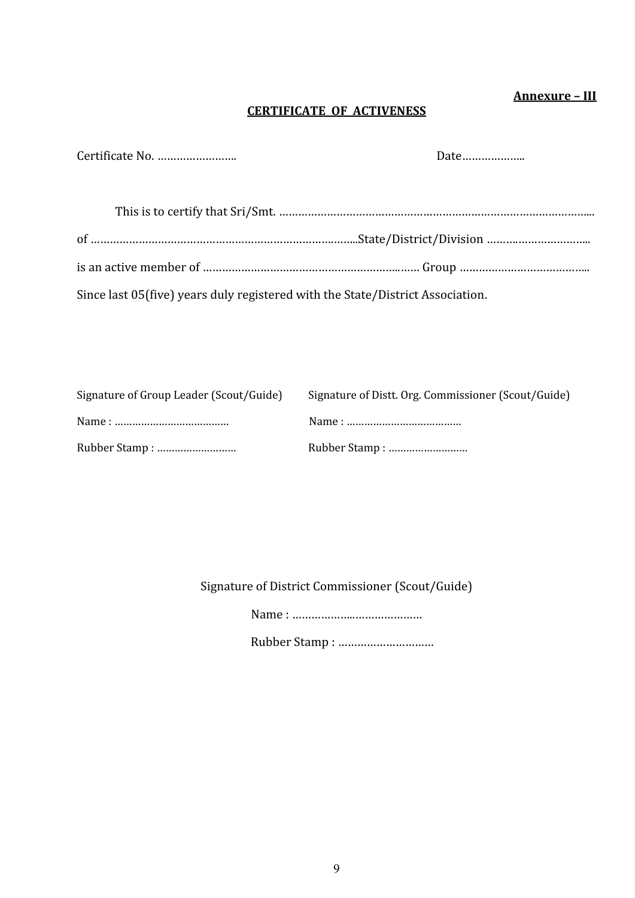**Annexure – III**

## CERTIFICATE OF ACTIVENESS

Certificate No. ……………………..                                        Date………………..

This is to certify that Sri/Smt. ………………………………………………………………………………......

of ………………………………………………………………………..State/District/Division …………………………..

is an active member of …………………………………………………..…… Group ………………………………...

Since last 05(five) years duly registered with the State/District Association.

| Signature of Group Leader (Scout/Guide) | Signature of Distt. Org. Commissioner (Scout/Guide) |
|---|---|
| Name : ………………………………… | Name : ………………………………… |
| Rubber Stamp : ……………………… | Rubber Stamp : ……………………… |

Signature of District Commissioner (Scout/Guide)

Name : …………………..………………

Rubber Stamp : …………………………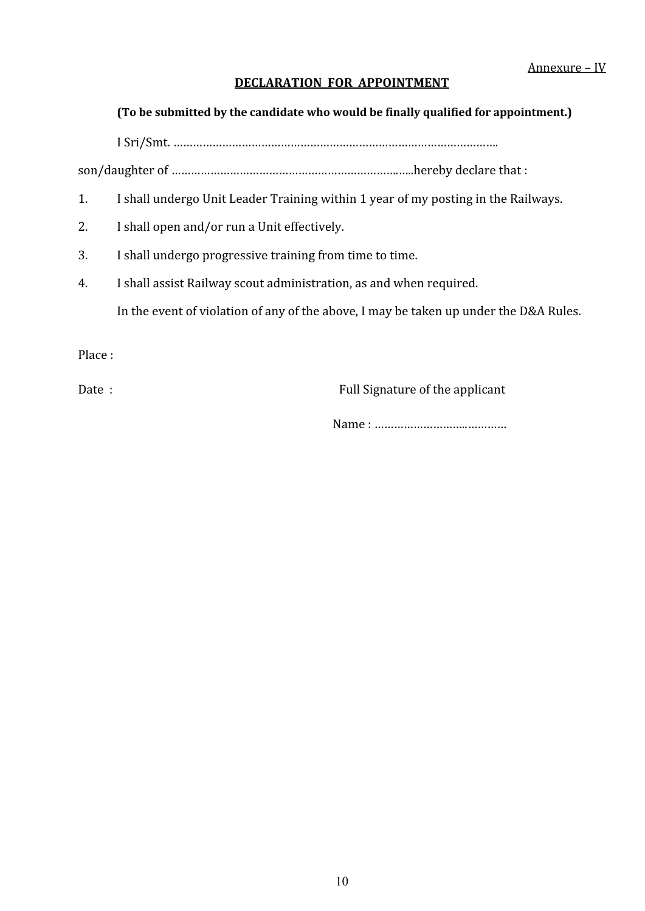Annexure – IV

## DECLARATION FOR APPOINTMENT

**(To be submitted by the candidate who would be finally qualified for appointment.)**

I Sri/Smt. ………………………………………………………………………………………..

son/daughter of ……………………………………………………………..….hereby declare that :

1. I shall undergo Unit Leader Training within 1 year of my posting in the Railways.
2. I shall open and/or run a Unit effectively.
3. I shall undergo progressive training from time to time.
4. I shall assist Railway scout administration, as and when required.

In the event of violation of any of the above, I may be taken up under the D&A Rules.

Place :

Date :

Full Signature of the applicant

Name : …………………….………….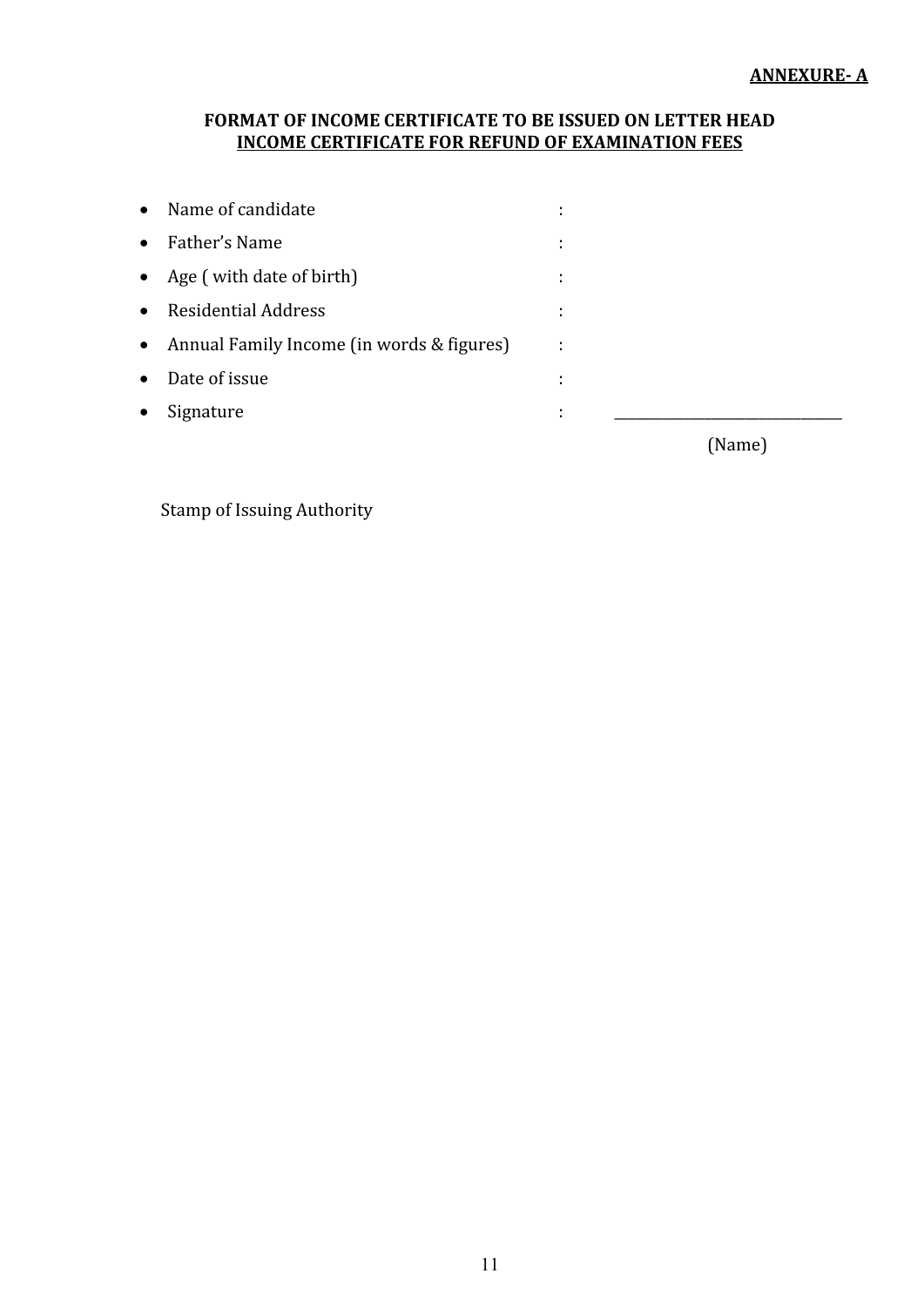**ANNEXURE- A**

**FORMAT OF INCOME CERTIFICATE TO BE ISSUED ON LETTER HEAD**
**INCOME CERTIFICATE FOR REFUND OF EXAMINATION FEES**

- Name of candidate :
- Father's Name :
- Age ( with date of birth) :
- Residential Address :
- Annual Family Income (in words & figures) :
- Date of issue :
- Signature : ______________________________

(Name)

Stamp of Issuing Authority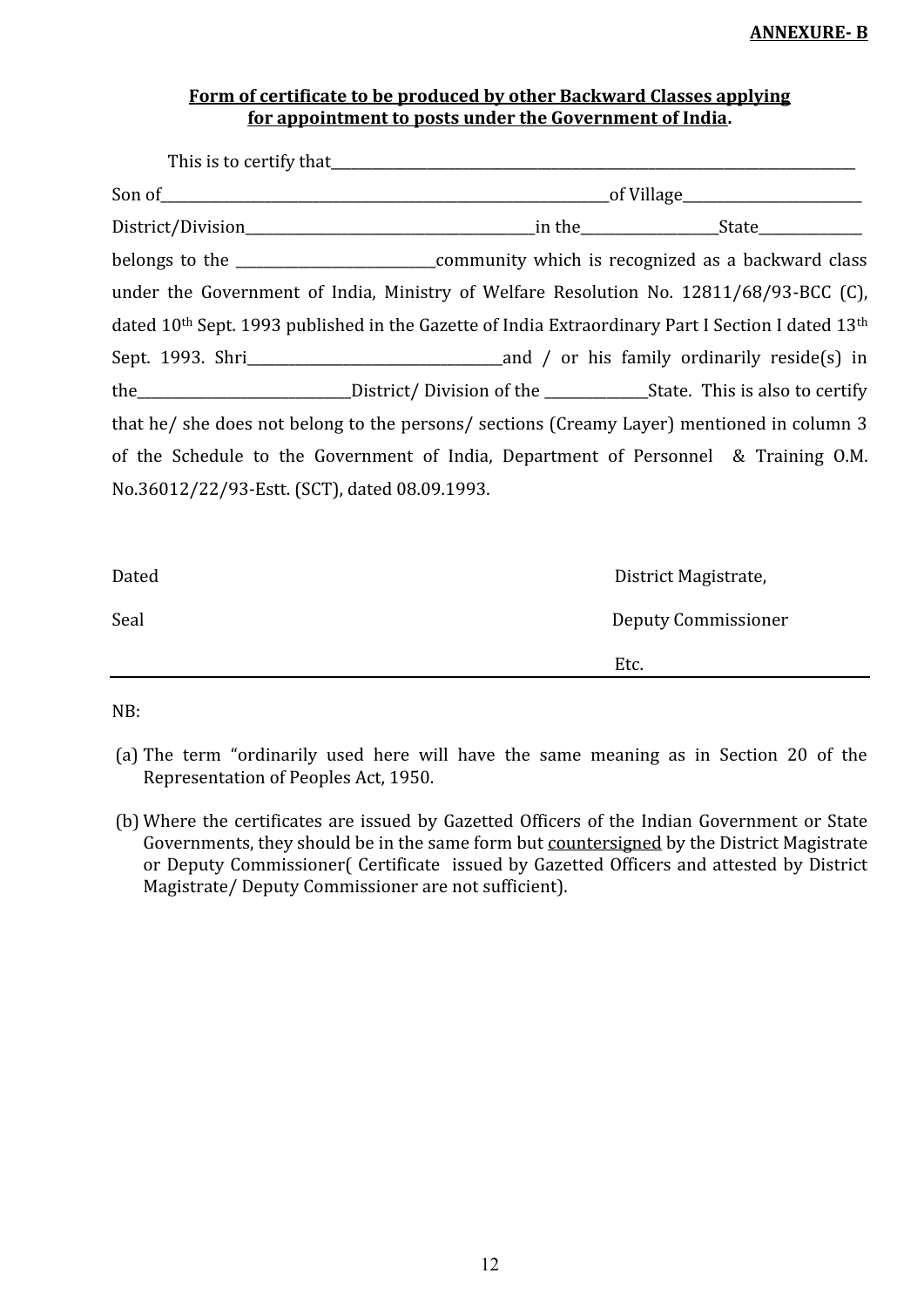**ANNEXURE- B**

**Form of certificate to be produced by other Backward Classes applying for appointment to posts under the Government of India.**

This is to certify that\_\_\_\_\_\_\_\_\_\_\_\_\_\_\_\_\_\_\_\_\_\_\_\_\_\_\_\_\_\_\_\_\_\_\_\_\_\_\_\_\_\_\_\_\_\_\_\_\_\_\_\_\_\_\_\_\_\_\_\_\_\_\_\_\_\_\_\_\_\_\_\_\_\_\_\_ Son of\_\_\_\_\_\_\_\_\_\_\_\_\_\_\_\_\_\_\_\_\_\_\_\_\_\_\_\_\_\_\_\_\_\_\_\_\_\_\_\_\_\_\_\_\_\_\_\_\_\_\_\_\_\_\_\_\_\_\_\_\_\_\_\_\_of Village\_\_\_\_\_\_\_\_\_\_\_\_\_\_\_\_\_\_\_\_\_\_\_\_\_ District/Division\_\_\_\_\_\_\_\_\_\_\_\_\_\_\_\_\_\_\_\_\_\_\_\_\_\_\_\_\_\_\_\_\_\_\_\_\_\_\_\_\_\_\_in the\_\_\_\_\_\_\_\_\_\_\_\_\_\_\_\_\_\_\_State\_\_\_\_\_\_\_\_\_\_\_\_\_\_ belongs to the \_\_\_\_\_\_\_\_\_\_\_\_\_\_\_\_\_\_\_\_\_\_\_\_\_\_\_\_community which is recognized as a backward class under the Government of India, Ministry of Welfare Resolution No. 12811/68/93-BCC (C), dated 10th Sept. 1993 published in the Gazette of India Extraordinary Part I Section I dated 13th Sept. 1993. Shri\_\_\_\_\_\_\_\_\_\_\_\_\_\_\_\_\_\_\_\_\_\_\_\_\_\_\_\_\_\_\_\_\_\_\_\_\_and / or his family ordinarily reside(s) in the\_\_\_\_\_\_\_\_\_\_\_\_\_\_\_\_\_\_\_\_\_\_\_\_\_\_\_\_\_\_District/ Division of the \_\_\_\_\_\_\_\_\_\_\_\_\_\_State. This is also to certify that he/ she does not belong to the persons/ sections (Creamy Layer) mentioned in column 3 of the Schedule to the Government of India, Department of Personnel & Training O.M. No.36012/22/93-Estt. (SCT), dated 08.09.1993.

Dated District Magistrate,

Seal Deputy Commissioner

Etc.

---

NB:

(a) The term "ordinarily used here will have the same meaning as in Section 20 of the Representation of Peoples Act, 1950.

(b) Where the certificates are issued by Gazetted Officers of the Indian Government or State Governments, they should be in the same form but <u>countersigned</u> by the District Magistrate or Deputy Commissioner( Certificate issued by Gazetted Officers and attested by District Magistrate/ Deputy Commissioner are not sufficient).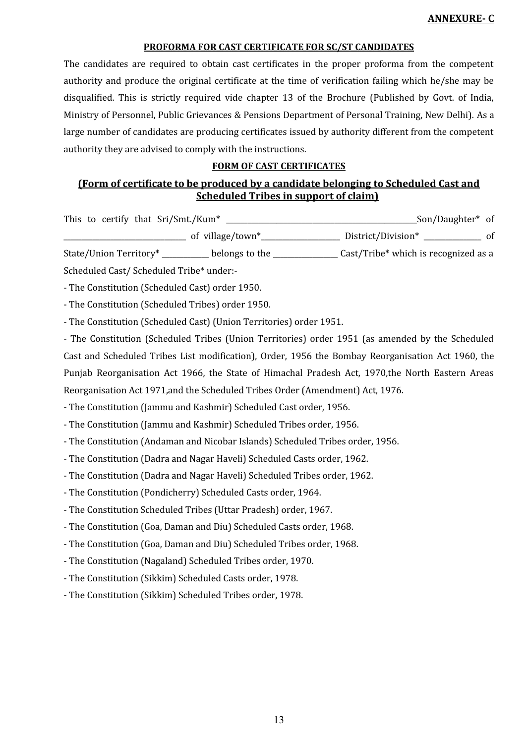**ANNEXURE- C**

**PROFORMA FOR CAST CERTIFICATE FOR SC/ST CANDIDATES**

The candidates are required to obtain cast certificates in the proper proforma from the competent authority and produce the original certificate at the time of verification failing which he/she may be disqualified. This is strictly required vide chapter 13 of the Brochure (Published by Govt. of India, Ministry of Personnel, Public Grievances & Pensions Department of Personal Training, New Delhi). As a large number of candidates are producing certificates issued by authority different from the competent authority they are advised to comply with the instructions.

**FORM OF CAST CERTIFICATES**

**(Form of certificate to be produced by a candidate belonging to Scheduled Cast and Scheduled Tribes in support of claim)**

This to certify that Sri/Smt./Kum* ________________________________Son/Daughter* of ____________________ of village/town*______________ District/Division* __________ of State/Union Territory* ________ belongs to the ___________ Cast/Tribe* which is recognized as a Scheduled Cast/ Scheduled Tribe* under:-

- The Constitution (Scheduled Cast) order 1950.
- The Constitution (Scheduled Tribes) order 1950.
- The Constitution (Scheduled Cast) (Union Territories) order 1951.
- The Constitution (Scheduled Tribes (Union Territories) order 1951 (as amended by the Scheduled Cast and Scheduled Tribes List modification), Order, 1956 the Bombay Reorganisation Act 1960, the Punjab Reorganisation Act 1966, the State of Himachal Pradesh Act, 1970,the North Eastern Areas Reorganisation Act 1971,and the Scheduled Tribes Order (Amendment) Act, 1976.
- The Constitution (Jammu and Kashmir) Scheduled Cast order, 1956.
- The Constitution (Jammu and Kashmir) Scheduled Tribes order, 1956.
- The Constitution (Andaman and Nicobar Islands) Scheduled Tribes order, 1956.
- The Constitution (Dadra and Nagar Haveli) Scheduled Casts order, 1962.
- The Constitution (Dadra and Nagar Haveli) Scheduled Tribes order, 1962.
- The Constitution (Pondicherry) Scheduled Casts order, 1964.
- The Constitution Scheduled Tribes (Uttar Pradesh) order, 1967.
- The Constitution (Goa, Daman and Diu) Scheduled Casts order, 1968.
- The Constitution (Goa, Daman and Diu) Scheduled Tribes order, 1968.
- The Constitution (Nagaland) Scheduled Tribes order, 1970.
- The Constitution (Sikkim) Scheduled Casts order, 1978.
- The Constitution (Sikkim) Scheduled Tribes order, 1978.